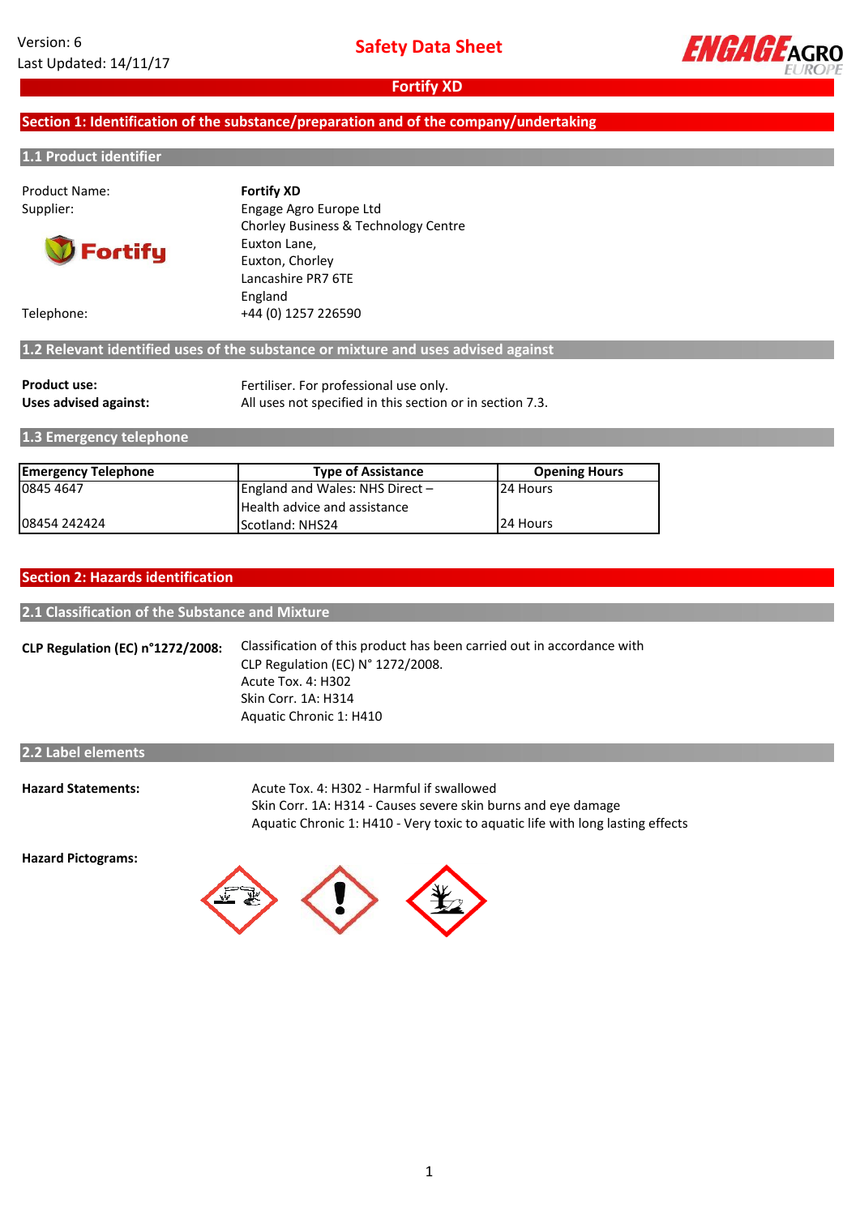Version: 6
Last Updated: 14/11/17

# Safety Data Sheet

## Fortify XD

## Section 1: Identification of the substance/preparation and of the company/undertaking

### 1.1 Product identifier

Product Name: **Fortify XD**

Supplier: Engage Agro Europe Ltd
Chorley Business & Technology Centre
Euxton Lane,
Euxton, Chorley
Lancashire PR7 6TE
England

Telephone: +44 (0) 1257 226590

### 1.2 Relevant identified uses of the substance or mixture and uses advised against

**Product use:** Fertiliser. For professional use only.

**Uses advised against:** All uses not specified in this section or in section 7.3.

### 1.3 Emergency telephone

| Emergency Telephone | Type of Assistance | Opening Hours |
|---|---|---|
| 0845 4647 | England and Wales: NHS Direct – Health advice and assistance | 24 Hours |
| 08454 242424 | Scotland: NHS24 | 24 Hours |

## Section 2: Hazards identification

### 2.1 Classification of the Substance and Mixture

**CLP Regulation (EC) n°1272/2008:** Classification of this product has been carried out in accordance with CLP Regulation (EC) N° 1272/2008.
Acute Tox. 4: H302
Skin Corr. 1A: H314
Aquatic Chronic 1: H410

### 2.2 Label elements

**Hazard Statements:**
Acute Tox. 4: H302 - Harmful if swallowed
Skin Corr. 1A: H314 - Causes severe skin burns and eye damage
Aquatic Chronic 1: H410 - Very toxic to aquatic life with long lasting effects

**Hazard Pictograms:**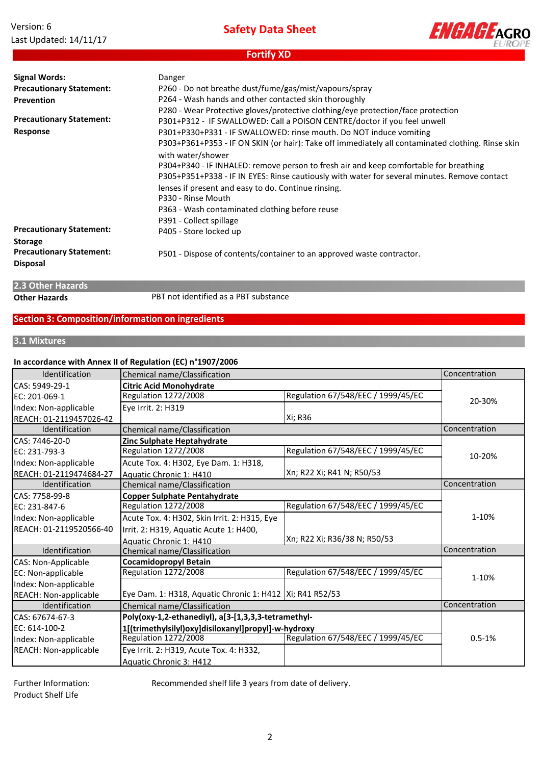| | |
|---|---|
| **Signal Words:** | Danger |
| **Precautionary Statement: Prevention** | P260 - Do not breathe dust/fume/gas/mist/vapours/spray<br>P264 - Wash hands and other contacted skin thoroughly<br>P280 - Wear Protective gloves/protective clothing/eye protection/face protection |
| **Precautionary Statement: Response** | P301+P312 - IF SWALLOWED: Call a POISON CENTRE/doctor if you feel unwell<br>P301+P330+P331 - IF SWALLOWED: rinse mouth. Do NOT induce vomiting<br>P303+P361+P353 - IF ON SKIN (or hair): Take off immediately all contaminated clothing. Rinse skin with water/shower<br>P304+P340 - IF INHALED: remove person to fresh air and keep comfortable for breathing<br>P305+P351+P338 - IF IN EYES: Rinse cautiously with water for several minutes. Remove contact lenses if present and easy to do. Continue rinsing.<br>P330 - Rinse Mouth<br>P363 - Wash contaminated clothing before reuse<br>P391 - Collect spillage |
| **Precautionary Statement: Storage** | P405 - Store locked up |
| **Precautionary Statement: Disposal** | P501 - Dispose of contents/container to an approved waste contractor. |

## 2.3 Other Hazards

**Other Hazards** PBT not identified as a PBT substance

## Section 3: Composition/information on ingredients

### 3.1 Mixtures

**In accordance with Annex II of Regulation (EC) n°1907/2006**

| Identification | Chemical name/Classification | | Concentration |
|---|---|---|---|
| CAS: 5949-29-1<br>EC: 201-069-1<br>Index: Non-applicable<br>REACH: 01-2119457026-42 | **Citric Acid Monohydrate**<br>Regulation 1272/2008<br>Eye Irrit. 2: H319 | Regulation 67/548/EEC / 1999/45/EC<br>Xi; R36 | 20-30% |
| Identification | Chemical name/Classification | | Concentration |
| CAS: 7446-20-0<br>EC: 231-793-3<br>Index: Non-applicable<br>REACH: 01-2119474684-27 | **Zinc Sulphate Heptahydrate**<br>Regulation 1272/2008<br>Acute Tox. 4: H302, Eye Dam. 1: H318, Aquatic Chronic 1: H410 | Regulation 67/548/EEC / 1999/45/EC<br>Xn; R22 Xi; R41 N; R50/53 | 10-20% |
| Identification | Chemical name/Classification | | Concentration |
| CAS: 7758-99-8<br>EC: 231-847-6<br>Index: Non-applicable<br>REACH: 01-2119520566-40 | **Copper Sulphate Pentahydrate**<br>Regulation 1272/2008<br>Acute Tox. 4: H302, Skin Irrit. 2: H315, Eye Irrit. 2: H319, Aquatic Acute 1: H400, Aquatic Chronic 1: H410 | Regulation 67/548/EEC / 1999/45/EC<br>Xn; R22 Xi; R36/38 N; R50/53 | 1-10% |
| Identification | Chemical name/Classification | | Concentration |
| CAS: Non-Applicable<br>EC: Non-applicable<br>Index: Non-applicable<br>REACH: Non-applicable | **Cocamidopropyl Betain**<br>Regulation 1272/2008<br>Eye Dam. 1: H318, Aquatic Chronic 1: H412 | Regulation 67/548/EEC / 1999/45/EC<br>Xi; R41 R52/53 | 1-10% |
| Identification | Chemical name/Classification | | Concentration |
| CAS: 67674-67-3<br>EC: 614-100-2<br>Index: Non-applicable<br>REACH: Non-applicable | **Poly(oxy-1,2-ethanediyl), a[3-[1,3,3,3-tetramethyl-1[(trimethylsilyl)oxy]disiloxanyl]propyl]-w-hydroxy**<br>Regulation 1272/2008<br>Eye Irrit. 2: H319, Acute Tox. 4: H332, Aquatic Chronic 3: H412 | Regulation 67/548/EEC / 1999/45/EC | 0.5-1% |

Further Information: Product Shelf Life — Recommended shelf life 3 years from date of delivery.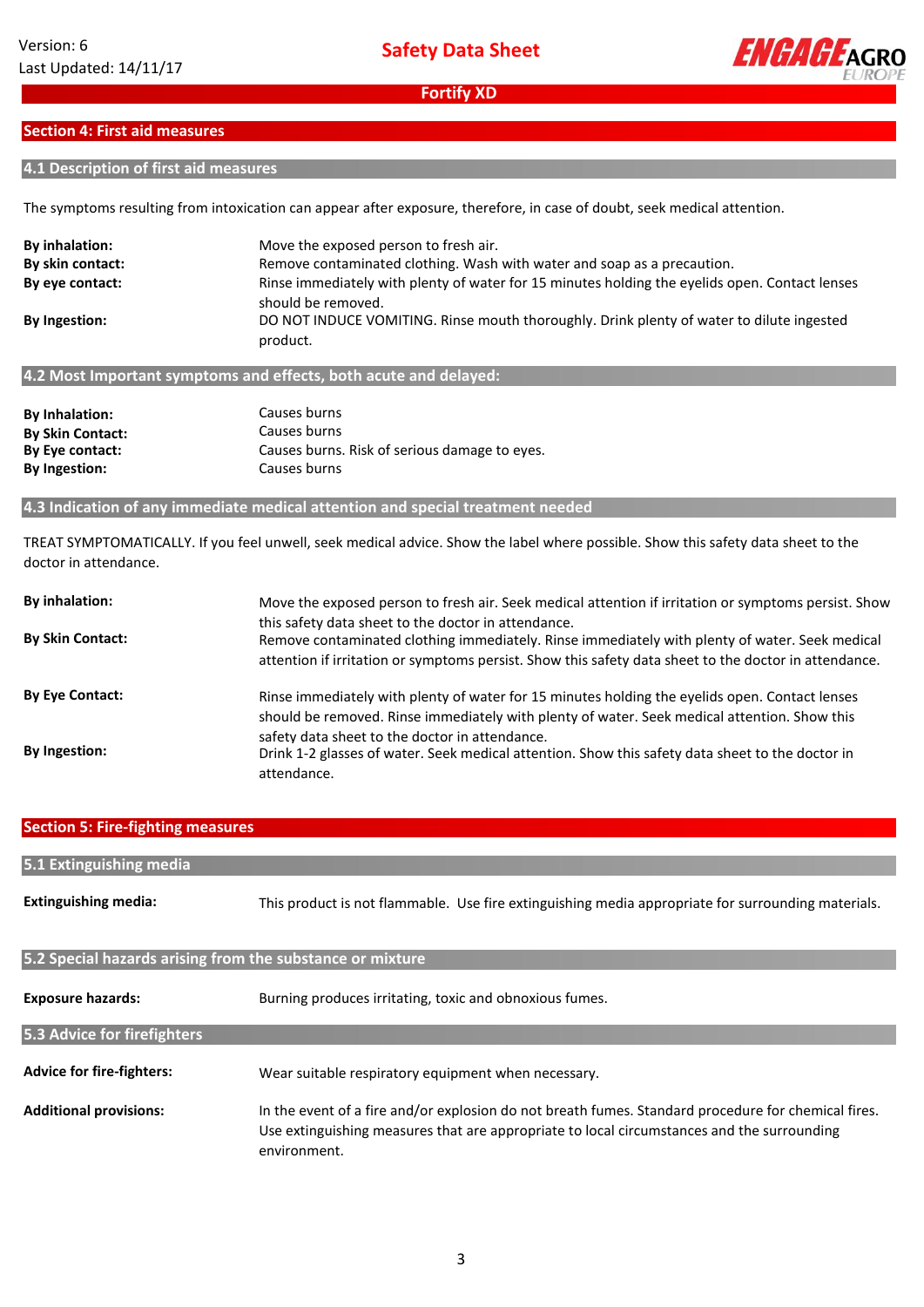## Section 4: First aid measures

### 4.1 Description of first aid measures

The symptoms resulting from intoxication can appear after exposure, therefore, in case of doubt, seek medical attention.

| | |
|---|---|
| **By inhalation:** | Move the exposed person to fresh air. |
| **By skin contact:** | Remove contaminated clothing. Wash with water and soap as a precaution. |
| **By eye contact:** | Rinse immediately with plenty of water for 15 minutes holding the eyelids open. Contact lenses should be removed. |
| **By Ingestion:** | DO NOT INDUCE VOMITING. Rinse mouth thoroughly. Drink plenty of water to dilute ingested product. |

### 4.2 Most Important symptoms and effects, both acute and delayed:

| | |
|---|---|
| **By Inhalation:** | Causes burns |
| **By Skin Contact:** | Causes burns |
| **By Eye contact:** | Causes burns. Risk of serious damage to eyes. |
| **By Ingestion:** | Causes burns |

### 4.3 Indication of any immediate medical attention and special treatment needed

TREAT SYMPTOMATICALLY. If you feel unwell, seek medical advice. Show the label where possible. Show this safety data sheet to the doctor in attendance.

| | |
|---|---|
| **By inhalation:** | Move the exposed person to fresh air. Seek medical attention if irritation or symptoms persist. Show this safety data sheet to the doctor in attendance. |
| **By Skin Contact:** | Remove contaminated clothing immediately. Rinse immediately with plenty of water. Seek medical attention if irritation or symptoms persist. Show this safety data sheet to the doctor in attendance. |
| **By Eye Contact:** | Rinse immediately with plenty of water for 15 minutes holding the eyelids open. Contact lenses should be removed. Rinse immediately with plenty of water. Seek medical attention. Show this safety data sheet to the doctor in attendance. |
| **By Ingestion:** | Drink 1-2 glasses of water. Seek medical attention. Show this safety data sheet to the doctor in attendance. |

## Section 5: Fire-fighting measures

### 5.1 Extinguishing media

| | |
|---|---|
| **Extinguishing media:** | This product is not flammable. Use fire extinguishing media appropriate for surrounding materials. |

### 5.2 Special hazards arising from the substance or mixture

| | |
|---|---|
| **Exposure hazards:** | Burning produces irritating, toxic and obnoxious fumes. |

### 5.3 Advice for firefighters

| | |
|---|---|
| **Advice for fire-fighters:** | Wear suitable respiratory equipment when necessary. |
| **Additional provisions:** | In the event of a fire and/or explosion do not breath fumes. Standard procedure for chemical fires. Use extinguishing measures that are appropriate to local circumstances and the surrounding environment. |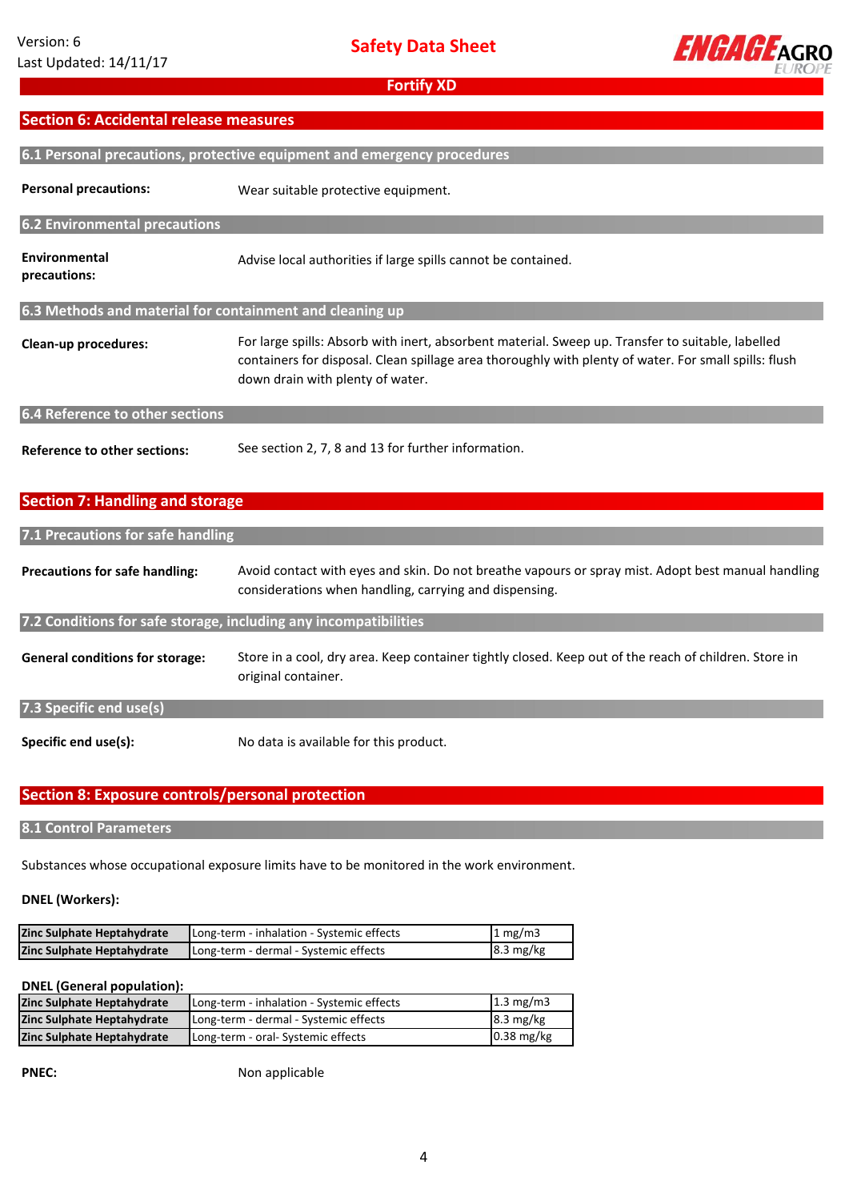## Section 6: Accidental release measures

### 6.1 Personal precautions, protective equipment and emergency procedures

**Personal precautions:** Wear suitable protective equipment.

### 6.2 Environmental precautions

**Environmental precautions:** Advise local authorities if large spills cannot be contained.

### 6.3 Methods and material for containment and cleaning up

**Clean-up procedures:** For large spills: Absorb with inert, absorbent material. Sweep up. Transfer to suitable, labelled containers for disposal. Clean spillage area thoroughly with plenty of water. For small spills: flush down drain with plenty of water.

### 6.4 Reference to other sections

**Reference to other sections:** See section 2, 7, 8 and 13 for further information.

## Section 7: Handling and storage

### 7.1 Precautions for safe handling

**Precautions for safe handling:** Avoid contact with eyes and skin. Do not breathe vapours or spray mist. Adopt best manual handling considerations when handling, carrying and dispensing.

### 7.2 Conditions for safe storage, including any incompatibilities

**General conditions for storage:** Store in a cool, dry area. Keep container tightly closed. Keep out of the reach of children. Store in original container.

### 7.3 Specific end use(s)

**Specific end use(s):** No data is available for this product.

## Section 8: Exposure controls/personal protection

### 8.1 Control Parameters

Substances whose occupational exposure limits have to be monitored in the work environment.

**DNEL (Workers):**

| Substance | Exposure | Value |
|---|---|---|
| **Zinc Sulphate Heptahydrate** | Long-term - inhalation - Systemic effects | 1 mg/m3 |
| **Zinc Sulphate Heptahydrate** | Long-term - dermal - Systemic effects | 8.3 mg/kg |

**DNEL (General population):**

| Substance | Exposure | Value |
|---|---|---|
| **Zinc Sulphate Heptahydrate** | Long-term - inhalation - Systemic effects | 1.3 mg/m3 |
| **Zinc Sulphate Heptahydrate** | Long-term - dermal - Systemic effects | 8.3 mg/kg |
| **Zinc Sulphate Heptahydrate** | Long-term - oral- Systemic effects | 0.38 mg/kg |

**PNEC:** Non applicable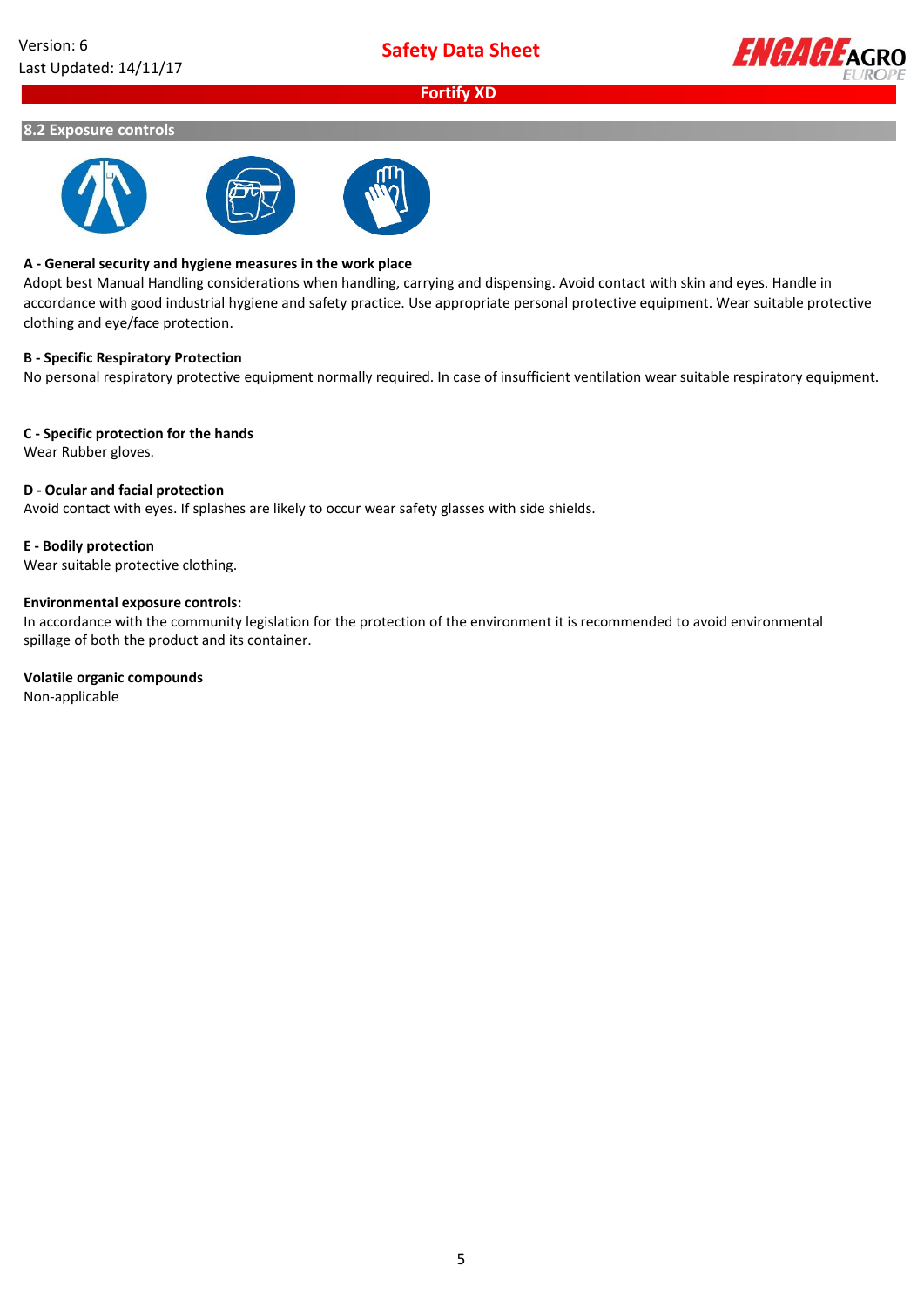## 8.2 Exposure controls

**A - General security and hygiene measures in the work place**

Adopt best Manual Handling considerations when handling, carrying and dispensing. Avoid contact with skin and eyes. Handle in accordance with good industrial hygiene and safety practice. Use appropriate personal protective equipment. Wear suitable protective clothing and eye/face protection.

**B - Specific Respiratory Protection**

No personal respiratory protective equipment normally required. In case of insufficient ventilation wear suitable respiratory equipment.

**C - Specific protection for the hands**

Wear Rubber gloves.

**D - Ocular and facial protection**

Avoid contact with eyes. If splashes are likely to occur wear safety glasses with side shields.

**E - Bodily protection**

Wear suitable protective clothing.

**Environmental exposure controls:**

In accordance with the community legislation for the protection of the environment it is recommended to avoid environmental spillage of both the product and its container.

**Volatile organic compounds**

Non-applicable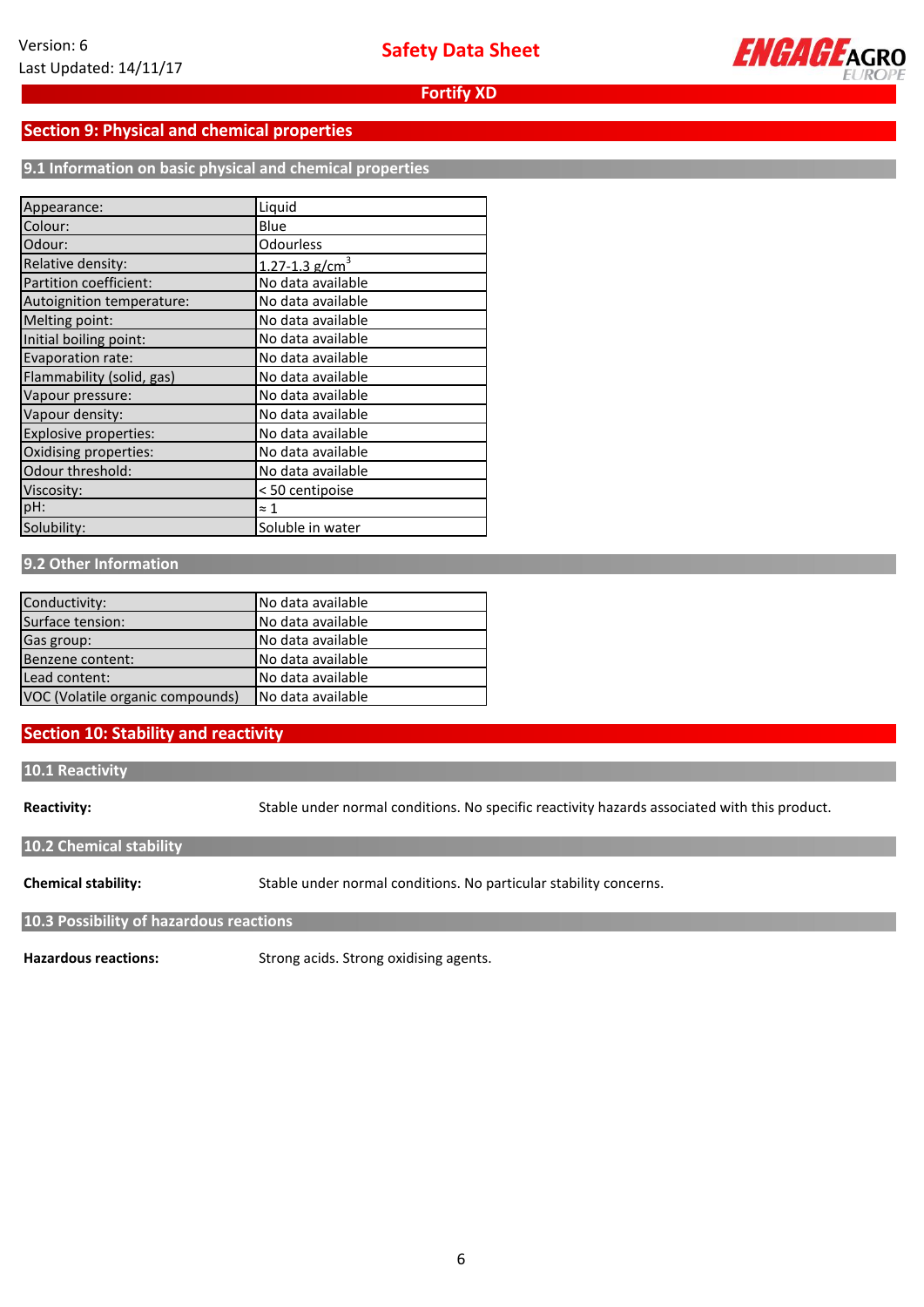## Section 9: Physical and chemical properties

### 9.1 Information on basic physical and chemical properties

| | |
|---|---|
| Appearance: | Liquid |
| Colour: | Blue |
| Odour: | Odourless |
| Relative density: | 1.27-1.3 $g/cm^3$ |
| Partition coefficient: | No data available |
| Autoignition temperature: | No data available |
| Melting point: | No data available |
| Initial boiling point: | No data available |
| Evaporation rate: | No data available |
| Flammability (solid, gas) | No data available |
| Vapour pressure: | No data available |
| Vapour density: | No data available |
| Explosive properties: | No data available |
| Oxidising properties: | No data available |
| Odour threshold: | No data available |
| Viscosity: | < 50 centipoise |
| pH: | ≈ 1 |
| Solubility: | Soluble in water |

### 9.2 Other Information

| | |
|---|---|
| Conductivity: | No data available |
| Surface tension: | No data available |
| Gas group: | No data available |
| Benzene content: | No data available |
| Lead content: | No data available |
| VOC (Volatile organic compounds) | No data available |

## Section 10: Stability and reactivity

### 10.1 Reactivity

**Reactivity:** Stable under normal conditions. No specific reactivity hazards associated with this product.

### 10.2 Chemical stability

**Chemical stability:** Stable under normal conditions. No particular stability concerns.

### 10.3 Possibility of hazardous reactions

**Hazardous reactions:** Strong acids. Strong oxidising agents.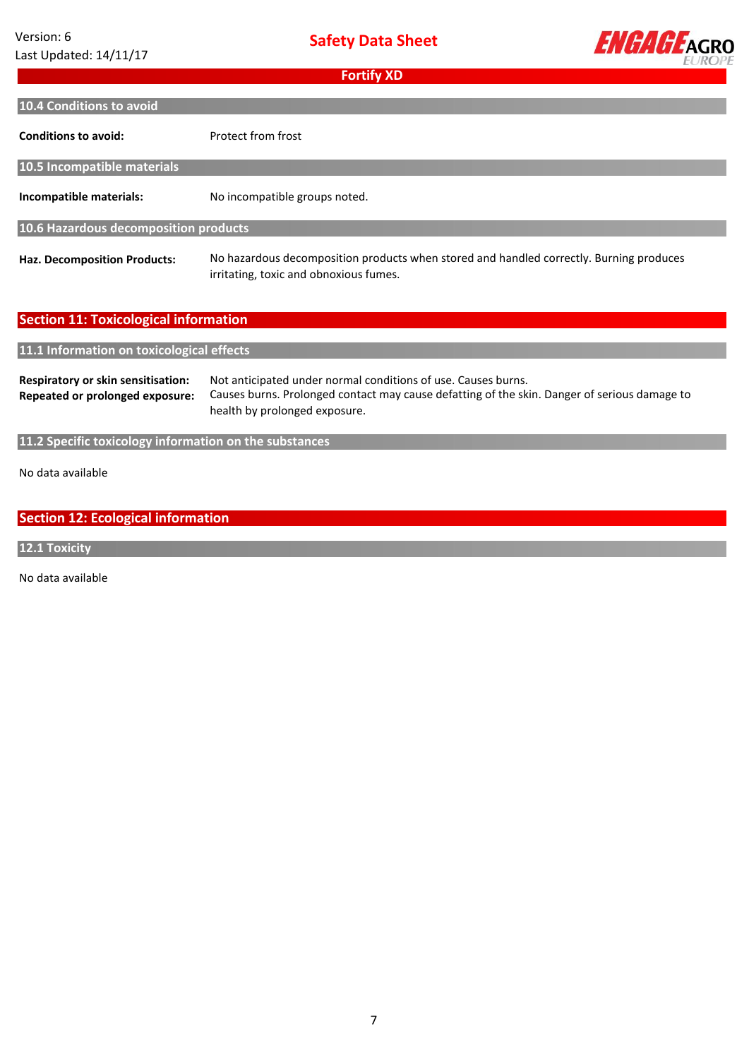### 10.4 Conditions to avoid

**Conditions to avoid:** Protect from frost

### 10.5 Incompatible materials

**Incompatible materials:** No incompatible groups noted.

### 10.6 Hazardous decomposition products

**Haz. Decomposition Products:** No hazardous decomposition products when stored and handled correctly. Burning produces irritating, toxic and obnoxious fumes.

## Section 11: Toxicological information

### 11.1 Information on toxicological effects

**Respiratory or skin sensitisation:** Not anticipated under normal conditions of use. Causes burns.

**Repeated or prolonged exposure:** Causes burns. Prolonged contact may cause defatting of the skin. Danger of serious damage to health by prolonged exposure.

### 11.2 Specific toxicology information on the substances

No data available

## Section 12: Ecological information

### 12.1 Toxicity

No data available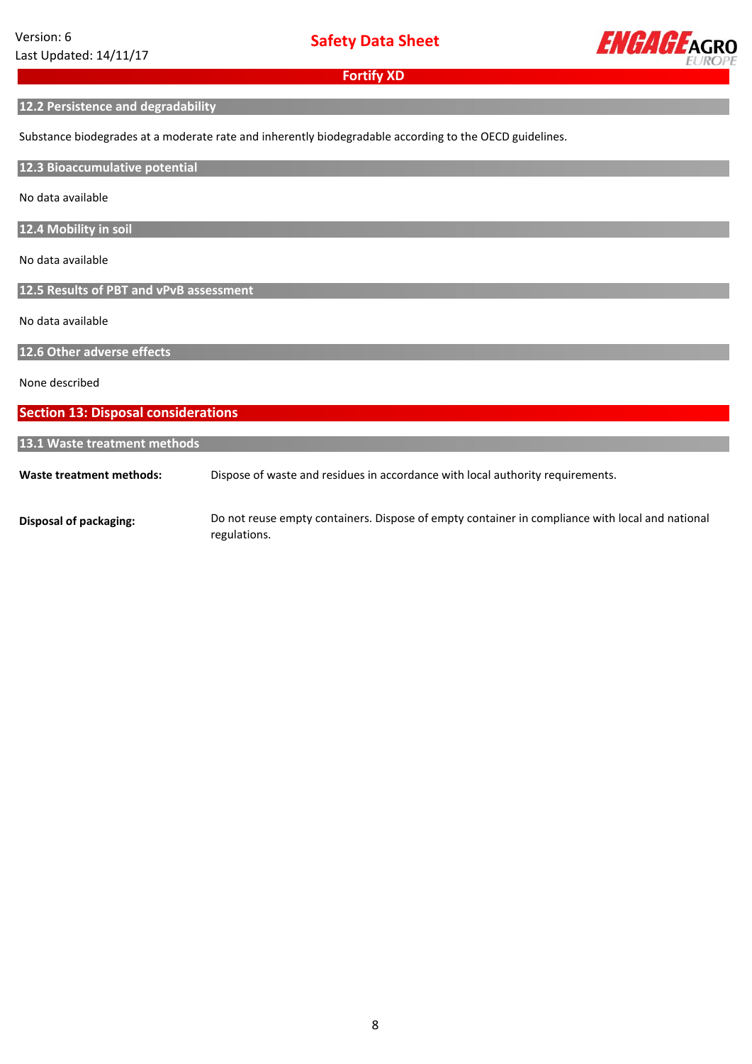### 12.2 Persistence and degradability

Substance biodegrades at a moderate rate and inherently biodegradable according to the OECD guidelines.

### 12.3 Bioaccumulative potential

No data available

### 12.4 Mobility in soil

No data available

### 12.5 Results of PBT and vPvB assessment

No data available

### 12.6 Other adverse effects

None described

## Section 13: Disposal considerations

### 13.1 Waste treatment methods

**Waste treatment methods:** Dispose of waste and residues in accordance with local authority requirements.

**Disposal of packaging:** Do not reuse empty containers. Dispose of empty container in compliance with local and national regulations.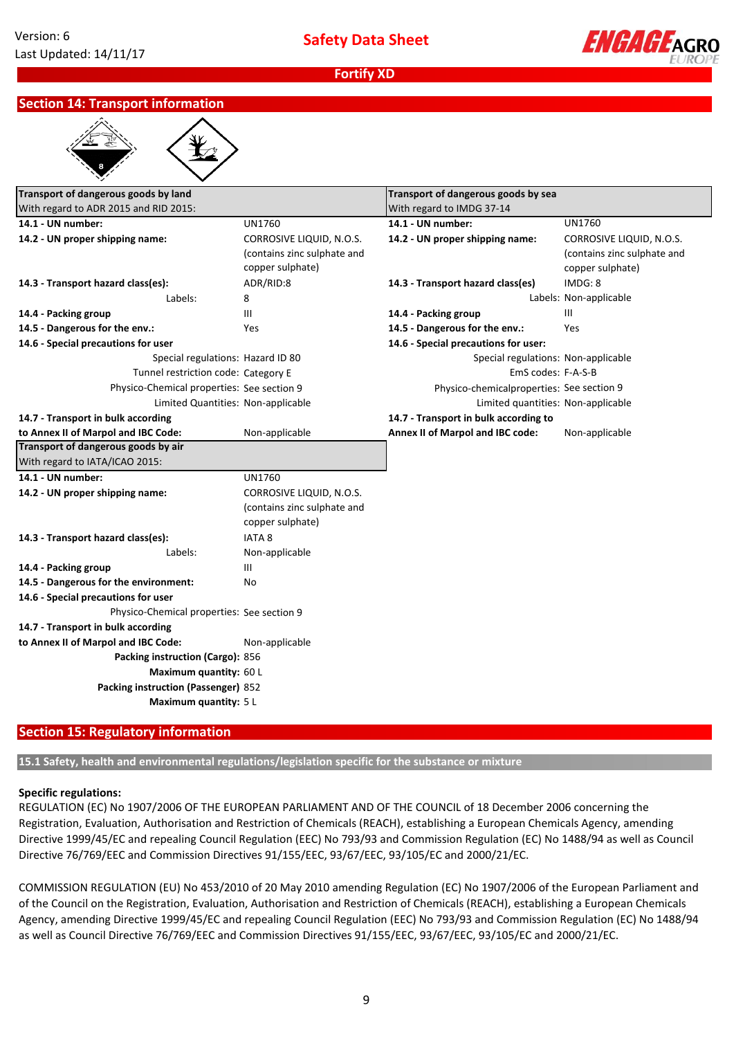## Section 14: Transport information

| Transport of dangerous goods by land<br>With regard to ADR 2015 and RID 2015: | | Transport of dangerous goods by sea<br>With regard to IMDG 37-14 | |
|---|---|---|---|
| **14.1 - UN number:** | UN1760 | **14.1 - UN number:** | UN1760 |
| **14.2 - UN proper shipping name:** | CORROSIVE LIQUID, N.O.S. (contains zinc sulphate and copper sulphate) | **14.2 - UN proper shipping name:** | CORROSIVE LIQUID, N.O.S. (contains zinc sulphate and copper sulphate) |
| **14.3 - Transport hazard class(es):** | ADR/RID:8 | **14.3 - Transport hazard class(es)** | IMDG: 8 |
| Labels: | 8 | Labels: | Non-applicable |
| **14.4 - Packing group** | III | **14.4 - Packing group** | III |
| **14.5 - Dangerous for the env.:** | Yes | **14.5 - Dangerous for the env.:** | Yes |
| **14.6 - Special precautions for user** | | **14.6 - Special precautions for user:** | |
| Special regulations: | Hazard ID 80 | Special regulations: | Non-applicable |
| Tunnel restriction code: | Category E | EmS codes: | F-A-S-B |
| Physico-Chemical properties: | See section 9 | Physico-chemicalproperties: | See section 9 |
| Limited Quantities: | Non-applicable | Limited quantities: | Non-applicable |
| **14.7 - Transport in bulk according to Annex II of Marpol and IBC Code:** | Non-applicable | **14.7 - Transport in bulk according to Annex II of Marpol and IBC code:** | Non-applicable |

| Transport of dangerous goods by air<br>With regard to IATA/ICAO 2015: | |
|---|---|
| **14.1 - UN number:** | UN1760 |
| **14.2 - UN proper shipping name:** | CORROSIVE LIQUID, N.O.S. (contains zinc sulphate and copper sulphate) |
| **14.3 - Transport hazard class(es):** | IATA 8 |
| Labels: | Non-applicable |
| **14.4 - Packing group** | III |
| **14.5 - Dangerous for the environment:** | No |
| **14.6 - Special precautions for user** | |
| Physico-Chemical properties: | See section 9 |
| **14.7 - Transport in bulk according to Annex II of Marpol and IBC Code:** | Non-applicable |
| **Packing instruction (Cargo):** | 856 |
| **Maximum quantity:** | 60 L |
| **Packing instruction (Passenger)** | 852 |
| **Maximum quantity:** | 5 L |

## Section 15: Regulatory information

### 15.1 Safety, health and environmental regulations/legislation specific for the substance or mixture

**Specific regulations:**

REGULATION (EC) No 1907/2006 OF THE EUROPEAN PARLIAMENT AND OF THE COUNCIL of 18 December 2006 concerning the Registration, Evaluation, Authorisation and Restriction of Chemicals (REACH), establishing a European Chemicals Agency, amending Directive 1999/45/EC and repealing Council Regulation (EEC) No 793/93 and Commission Regulation (EC) No 1488/94 as well as Council Directive 76/769/EEC and Commission Directives 91/155/EEC, 93/67/EEC, 93/105/EC and 2000/21/EC.

COMMISSION REGULATION (EU) No 453/2010 of 20 May 2010 amending Regulation (EC) No 1907/2006 of the European Parliament and of the Council on the Registration, Evaluation, Authorisation and Restriction of Chemicals (REACH), establishing a European Chemicals Agency, amending Directive 1999/45/EC and repealing Council Regulation (EEC) No 793/93 and Commission Regulation (EC) No 1488/94 as well as Council Directive 76/769/EEC and Commission Directives 91/155/EEC, 93/67/EEC, 93/105/EC and 2000/21/EC.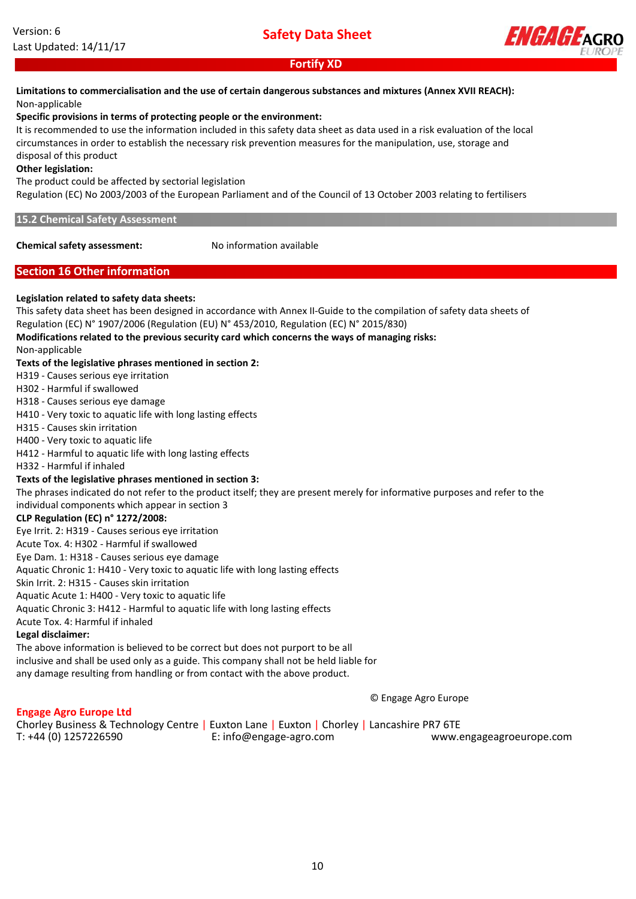**Limitations to commercialisation and the use of certain dangerous substances and mixtures (Annex XVII REACH):**
Non-applicable

**Specific provisions in terms of protecting people or the environment:**
It is recommended to use the information included in this safety data sheet as data used in a risk evaluation of the local circumstances in order to establish the necessary risk prevention measures for the manipulation, use, storage and disposal of this product

**Other legislation:**
The product could be affected by sectorial legislation
Regulation (EC) No 2003/2003 of the European Parliament and of the Council of 13 October 2003 relating to fertilisers

## 15.2 Chemical Safety Assessment

**Chemical safety assessment:** No information available

## Section 16 Other information

**Legislation related to safety data sheets:**
This safety data sheet has been designed in accordance with Annex II-Guide to the compilation of safety data sheets of Regulation (EC) N° 1907/2006 (Regulation (EU) N° 453/2010, Regulation (EC) N° 2015/830)

**Modifications related to the previous security card which concerns the ways of managing risks:**
Non-applicable

**Texts of the legislative phrases mentioned in section 2:**
H319 - Causes serious eye irritation
H302 - Harmful if swallowed
H318 - Causes serious eye damage
H410 - Very toxic to aquatic life with long lasting effects
H315 - Causes skin irritation
H400 - Very toxic to aquatic life
H412 - Harmful to aquatic life with long lasting effects
H332 - Harmful if inhaled

**Texts of the legislative phrases mentioned in section 3:**
The phrases indicated do not refer to the product itself; they are present merely for informative purposes and refer to the individual components which appear in section 3

**CLP Regulation (EC) n° 1272/2008:**
Eye Irrit. 2: H319 - Causes serious eye irritation
Acute Tox. 4: H302 - Harmful if swallowed
Eye Dam. 1: H318 - Causes serious eye damage
Aquatic Chronic 1: H410 - Very toxic to aquatic life with long lasting effects
Skin Irrit. 2: H315 - Causes skin irritation
Aquatic Acute 1: H400 - Very toxic to aquatic life
Aquatic Chronic 3: H412 - Harmful to aquatic life with long lasting effects
Acute Tox. 4: Harmful if inhaled

**Legal disclaimer:**
The above information is believed to be correct but does not purport to be all inclusive and shall be used only as a guide. This company shall not be held liable for any damage resulting from handling or from contact with the above product.

© Engage Agro Europe

**Engage Agro Europe Ltd**
Chorley Business & Technology Centre | Euxton Lane | Euxton | Chorley | Lancashire PR7 6TE
T: +44 (0) 1257226590 E: info@engage-agro.com www.engageagroeurope.com